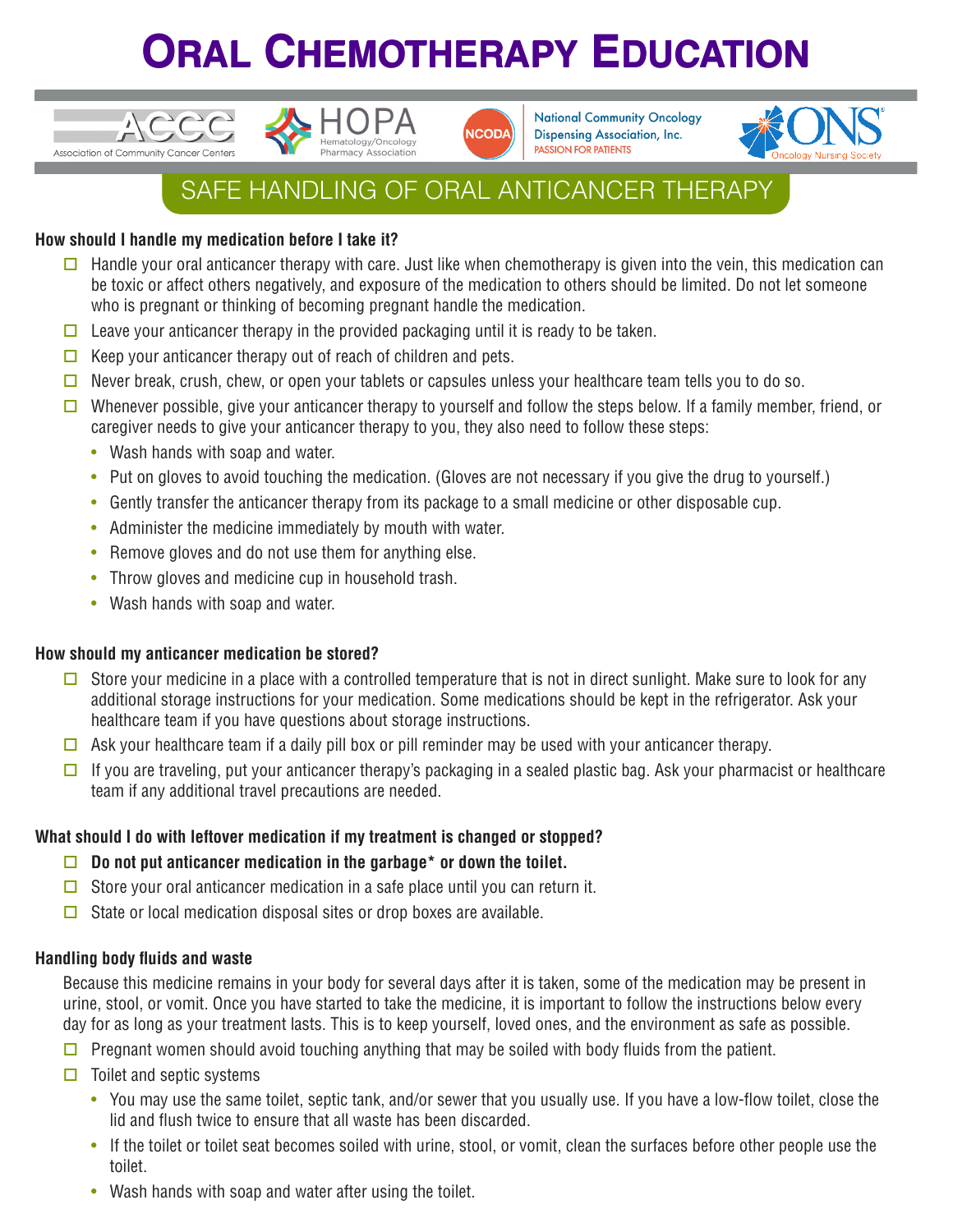# ORAL CHEMOTHERAPY EDUCATION

ACCC Association of Community Cancer Centers | HOPA Hematology/Oncology Pharmacy Association | NCODA National Community Oncology Dispensing Association, Inc. PASSION FOR PATIENTS | ONS Oncology Nursing Society

## SAFE HANDLING OF ORAL ANTICANCER THERAPY

**How should I handle my medication before I take it?**

- ☐ Handle your oral anticancer therapy with care. Just like when chemotherapy is given into the vein, this medication can be toxic or affect others negatively, and exposure of the medication to others should be limited. Do not let someone who is pregnant or thinking of becoming pregnant handle the medication.
- ☐ Leave your anticancer therapy in the provided packaging until it is ready to be taken.
- ☐ Keep your anticancer therapy out of reach of children and pets.
- ☐ Never break, crush, chew, or open your tablets or capsules unless your healthcare team tells you to do so.
- ☐ Whenever possible, give your anticancer therapy to yourself and follow the steps below. If a family member, friend, or caregiver needs to give your anticancer therapy to you, they also need to follow these steps:
  - Wash hands with soap and water.
  - Put on gloves to avoid touching the medication. (Gloves are not necessary if you give the drug to yourself.)
  - Gently transfer the anticancer therapy from its package to a small medicine or other disposable cup.
  - Administer the medicine immediately by mouth with water.
  - Remove gloves and do not use them for anything else.
  - Throw gloves and medicine cup in household trash.
  - Wash hands with soap and water.

**How should my anticancer medication be stored?**

- ☐ Store your medicine in a place with a controlled temperature that is not in direct sunlight. Make sure to look for any additional storage instructions for your medication. Some medications should be kept in the refrigerator. Ask your healthcare team if you have questions about storage instructions.
- ☐ Ask your healthcare team if a daily pill box or pill reminder may be used with your anticancer therapy.
- ☐ If you are traveling, put your anticancer therapy's packaging in a sealed plastic bag. Ask your pharmacist or healthcare team if any additional travel precautions are needed.

**What should I do with leftover medication if my treatment is changed or stopped?**

- ☐ **Do not put anticancer medication in the garbage* or down the toilet.**
- ☐ Store your oral anticancer medication in a safe place until you can return it.
- ☐ State or local medication disposal sites or drop boxes are available.

**Handling body fluids and waste**

Because this medicine remains in your body for several days after it is taken, some of the medication may be present in urine, stool, or vomit. Once you have started to take the medicine, it is important to follow the instructions below every day for as long as your treatment lasts. This is to keep yourself, loved ones, and the environment as safe as possible.

- ☐ Pregnant women should avoid touching anything that may be soiled with body fluids from the patient.
- ☐ Toilet and septic systems
  - You may use the same toilet, septic tank, and/or sewer that you usually use. If you have a low-flow toilet, close the lid and flush twice to ensure that all waste has been discarded.
  - If the toilet or toilet seat becomes soiled with urine, stool, or vomit, clean the surfaces before other people use the toilet.
  - Wash hands with soap and water after using the toilet.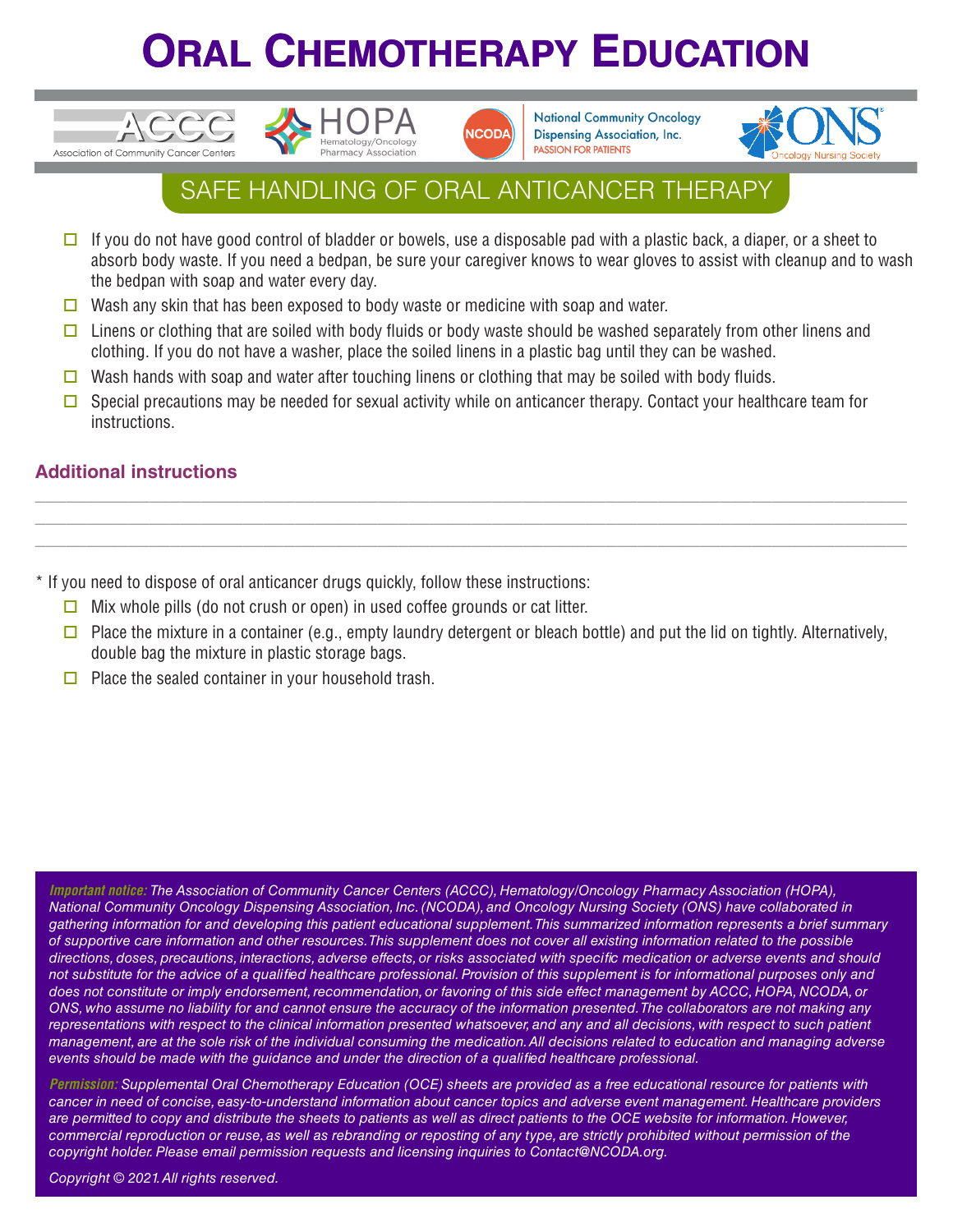# Oral Chemotherapy Education

ACCC Association of Community Cancer Centers | HOPA Hematology/Oncology Pharmacy Association | NCODA National Community Oncology Dispensing Association, Inc. PASSION FOR PATIENTS | ONS Oncology Nursing Society

## SAFE HANDLING OF ORAL ANTICANCER THERAPY

- ☐ If you do not have good control of bladder or bowels, use a disposable pad with a plastic back, a diaper, or a sheet to absorb body waste. If you need a bedpan, be sure your caregiver knows to wear gloves to assist with cleanup and to wash the bedpan with soap and water every day.
- ☐ Wash any skin that has been exposed to body waste or medicine with soap and water.
- ☐ Linens or clothing that are soiled with body fluids or body waste should be washed separately from other linens and clothing. If you do not have a washer, place the soiled linens in a plastic bag until they can be washed.
- ☐ Wash hands with soap and water after touching linens or clothing that may be soiled with body fluids.
- ☐ Special precautions may be needed for sexual activity while on anticancer therapy. Contact your healthcare team for instructions.

### Additional instructions

______________________________________________________________________

______________________________________________________________________

______________________________________________________________________

* If you need to dispose of oral anticancer drugs quickly, follow these instructions:
  - ☐ Mix whole pills (do not crush or open) in used coffee grounds or cat litter.
  - ☐ Place the mixture in a container (e.g., empty laundry detergent or bleach bottle) and put the lid on tightly. Alternatively, double bag the mixture in plastic storage bags.
  - ☐ Place the sealed container in your household trash.

***Important notice:*** *The Association of Community Cancer Centers (ACCC), Hematology/Oncology Pharmacy Association (HOPA), National Community Oncology Dispensing Association, Inc. (NCODA), and Oncology Nursing Society (ONS) have collaborated in gathering information for and developing this patient educational supplement. This summarized information represents a brief summary of supportive care information and other resources. This supplement does not cover all existing information related to the possible directions, doses, precautions, interactions, adverse effects, or risks associated with specific medication or adverse events and should not substitute for the advice of a qualified healthcare professional. Provision of this supplement is for informational purposes only and does not constitute or imply endorsement, recommendation, or favoring of this side effect management by ACCC, HOPA, NCODA, or ONS, who assume no liability for and cannot ensure the accuracy of the information presented. The collaborators are not making any representations with respect to the clinical information presented whatsoever, and any and all decisions, with respect to such patient management, are at the sole risk of the individual consuming the medication. All decisions related to education and managing adverse events should be made with the guidance and under the direction of a qualified healthcare professional.*

***Permission:*** *Supplemental Oral Chemotherapy Education (OCE) sheets are provided as a free educational resource for patients with cancer in need of concise, easy-to-understand information about cancer topics and adverse event management. Healthcare providers are permitted to copy and distribute the sheets to patients as well as direct patients to the OCE website for information. However, commercial reproduction or reuse, as well as rebranding or reposting of any type, are strictly prohibited without permission of the copyright holder. Please email permission requests and licensing inquiries to Contact@NCODA.org.*

*Copyright © 2021. All rights reserved.*